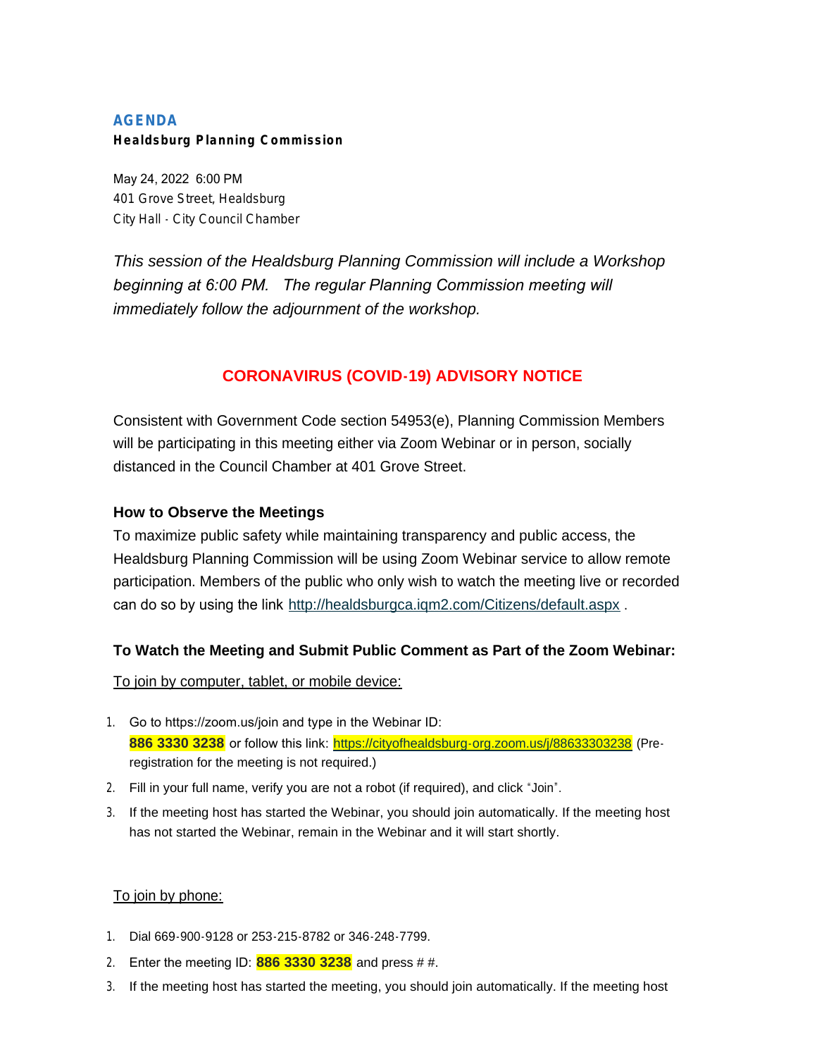# AGENDA

**Healdsburg Planning Commission**

May 24, 2022 6:00 PM
401 Grove Street, Healdsburg
City Hall - City Council Chamber

*This session of the Healdsburg Planning Commission will include a Workshop beginning at 6:00 PM. The regular Planning Commission meeting will immediately follow the adjournment of the workshop.*

## CORONAVIRUS (COVID-19) ADVISORY NOTICE

Consistent with Government Code section 54953(e), Planning Commission Members will be participating in this meeting either via Zoom Webinar or in person, socially distanced in the Council Chamber at 401 Grove Street.

### How to Observe the Meetings

To maximize public safety while maintaining transparency and public access, the Healdsburg Planning Commission will be using Zoom Webinar service to allow remote participation. Members of the public who only wish to watch the meeting live or recorded can do so by using the link [http://healdsburgca.iqm2.com/Citizens/default.aspx](http://healdsburgca.iqm2.com/Citizens/default.aspx) .

### To Watch the Meeting and Submit Public Comment as Part of the Zoom Webinar:

To join by computer, tablet, or mobile device:

1. Go to https://zoom.us/join and type in the Webinar ID: **886 3330 3238** or follow this link: [https://cityofhealdsburg-org.zoom.us/j/88633303238](https://cityofhealdsburg-org.zoom.us/j/88633303238) (Pre-registration for the meeting is not required.)
2. Fill in your full name, verify you are not a robot (if required), and click "Join".
3. If the meeting host has started the Webinar, you should join automatically. If the meeting host has not started the Webinar, remain in the Webinar and it will start shortly.

To join by phone:

1. Dial 669-900-9128 or 253-215-8782 or 346-248-7799.
2. Enter the meeting ID: **886 3330 3238** and press # #.
3. If the meeting host has started the meeting, you should join automatically. If the meeting host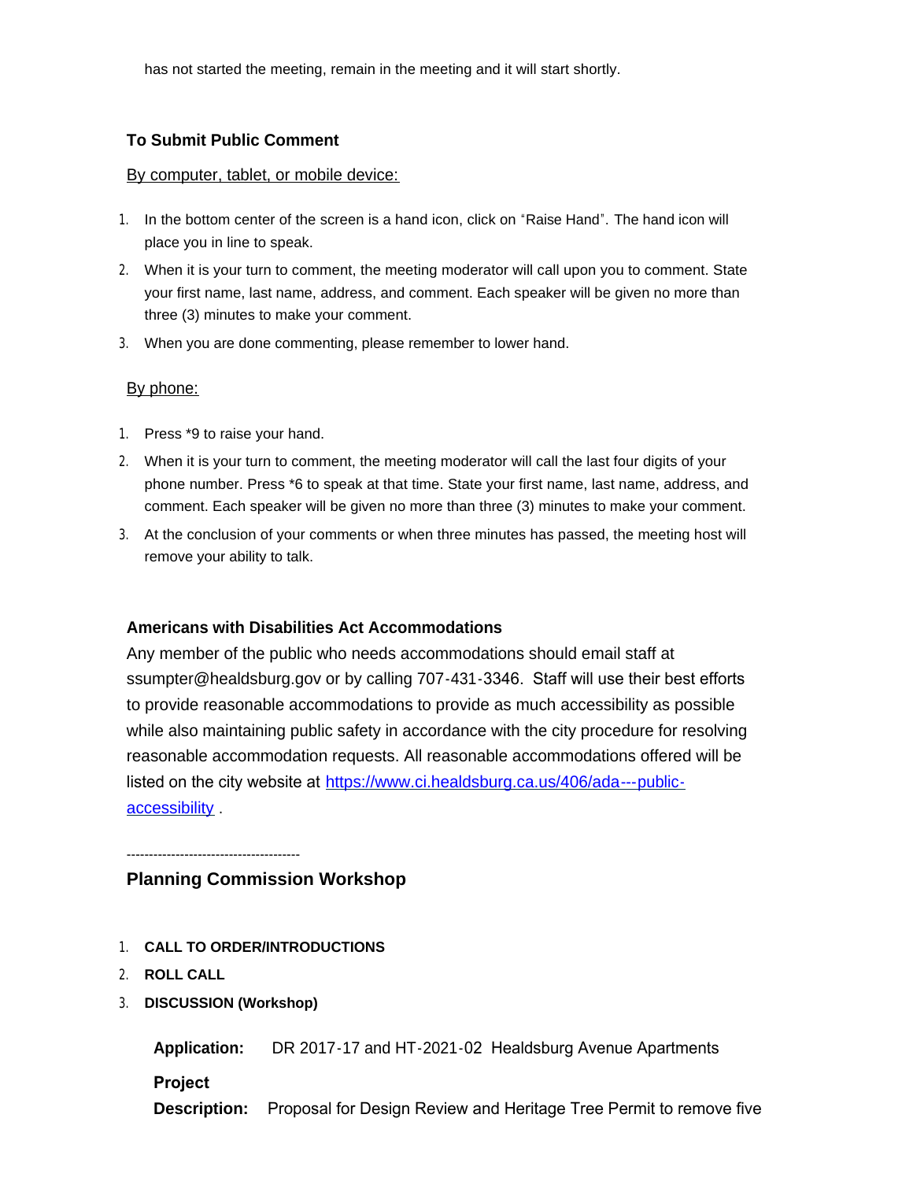has not started the meeting, remain in the meeting and it will start shortly.

### To Submit Public Comment

By computer, tablet, or mobile device:

1. In the bottom center of the screen is a hand icon, click on "Raise Hand". The hand icon will place you in line to speak.
2. When it is your turn to comment, the meeting moderator will call upon you to comment. State your first name, last name, address, and comment. Each speaker will be given no more than three (3) minutes to make your comment.
3. When you are done commenting, please remember to lower hand.

By phone:

1. Press *9 to raise your hand.
2. When it is your turn to comment, the meeting moderator will call the last four digits of your phone number. Press *6 to speak at that time. State your first name, last name, address, and comment. Each speaker will be given no more than three (3) minutes to make your comment.
3. At the conclusion of your comments or when three minutes has passed, the meeting host will remove your ability to talk.

### Americans with Disabilities Act Accommodations

Any member of the public who needs accommodations should email staff at ssumpter@healdsburg.gov or by calling 707-431-3346. Staff will use their best efforts to provide reasonable accommodations to provide as much accessibility as possible while also maintaining public safety in accordance with the city procedure for resolving reasonable accommodation requests. All reasonable accommodations offered will be listed on the city website at [https://www.ci.healdsburg.ca.us/406/ada---public-accessibility](https://www.ci.healdsburg.ca.us/406/ada---public-accessibility) .

---------------------------------------

## Planning Commission Workshop

1. **CALL TO ORDER/INTRODUCTIONS**
2. **ROLL CALL**
3. **DISCUSSION (Workshop)**

**Application:** DR 2017-17 and HT-2021-02 Healdsburg Avenue Apartments

**Project Description:** Proposal for Design Review and Heritage Tree Permit to remove five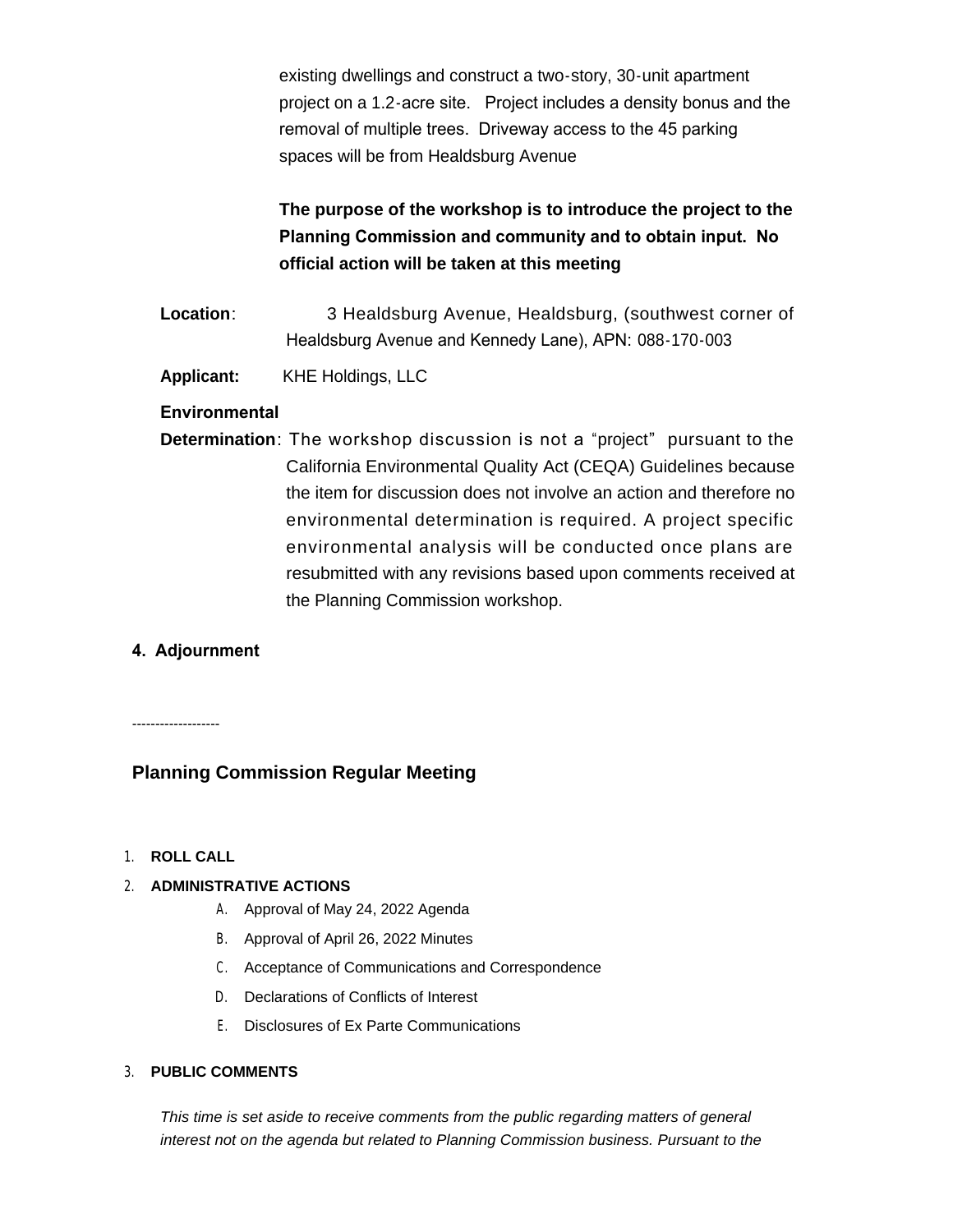existing dwellings and construct a two-story, 30-unit apartment project on a 1.2-acre site. Project includes a density bonus and the removal of multiple trees. Driveway access to the 45 parking spaces will be from Healdsburg Avenue

**The purpose of the workshop is to introduce the project to the Planning Commission and community and to obtain input. No official action will be taken at this meeting**

**Location**: 3 Healdsburg Avenue, Healdsburg, (southwest corner of Healdsburg Avenue and Kennedy Lane), APN: 088-170-003

**Applicant:** KHE Holdings, LLC

**Environmental Determination**: The workshop discussion is not a "project" pursuant to the California Environmental Quality Act (CEQA) Guidelines because the item for discussion does not involve an action and therefore no environmental determination is required. A project specific environmental analysis will be conducted once plans are resubmitted with any revisions based upon comments received at the Planning Commission workshop.

**4. Adjournment**

-------------------

## Planning Commission Regular Meeting

1. **ROLL CALL**
2. **ADMINISTRATIVE ACTIONS**
   - A. Approval of May 24, 2022 Agenda
   - B. Approval of April 26, 2022 Minutes
   - C. Acceptance of Communications and Correspondence
   - D. Declarations of Conflicts of Interest
   - E. Disclosures of Ex Parte Communications
3. **PUBLIC COMMENTS**

   *This time is set aside to receive comments from the public regarding matters of general interest not on the agenda but related to Planning Commission business. Pursuant to the*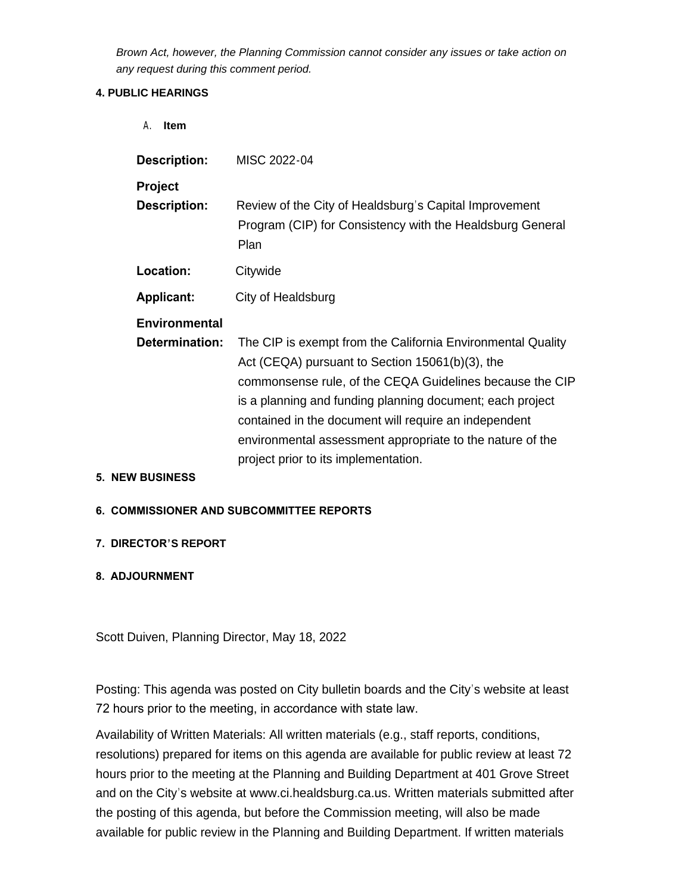*Brown Act, however, the Planning Commission cannot consider any issues or take action on any request during this comment period.*

**4. PUBLIC HEARINGS**

A. **Item**

**Description:** MISC 2022-04

**Project Description:** Review of the City of Healdsburg's Capital Improvement Program (CIP) for Consistency with the Healdsburg General Plan

**Location:** Citywide

**Applicant:** City of Healdsburg

**Environmental Determination:** The CIP is exempt from the California Environmental Quality Act (CEQA) pursuant to Section 15061(b)(3), the commonsense rule, of the CEQA Guidelines because the CIP is a planning and funding planning document; each project contained in the document will require an independent environmental assessment appropriate to the nature of the project prior to its implementation.

**5. NEW BUSINESS**

**6. COMMISSIONER AND SUBCOMMITTEE REPORTS**

**7. DIRECTOR'S REPORT**

**8. ADJOURNMENT**

Scott Duiven, Planning Director, May 18, 2022

Posting: This agenda was posted on City bulletin boards and the City's website at least 72 hours prior to the meeting, in accordance with state law.

Availability of Written Materials: All written materials (e.g., staff reports, conditions, resolutions) prepared for items on this agenda are available for public review at least 72 hours prior to the meeting at the Planning and Building Department at 401 Grove Street and on the City's website at www.ci.healdsburg.ca.us. Written materials submitted after the posting of this agenda, but before the Commission meeting, will also be made available for public review in the Planning and Building Department. If written materials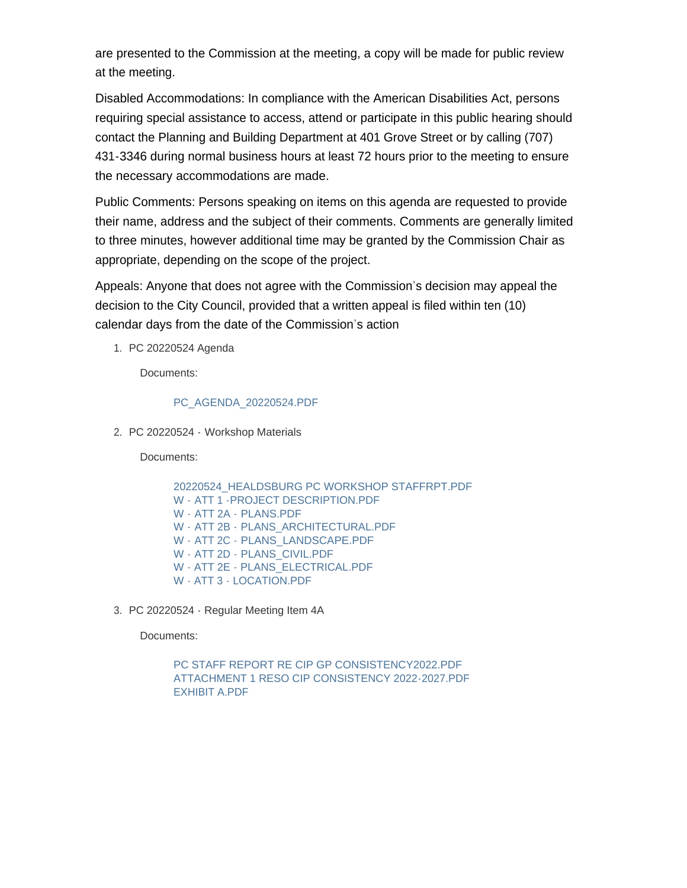are presented to the Commission at the meeting, a copy will be made for public review at the meeting.

Disabled Accommodations: In compliance with the American Disabilities Act, persons requiring special assistance to access, attend or participate in this public hearing should contact the Planning and Building Department at 401 Grove Street or by calling (707) 431-3346 during normal business hours at least 72 hours prior to the meeting to ensure the necessary accommodations are made.

Public Comments: Persons speaking on items on this agenda are requested to provide their name, address and the subject of their comments. Comments are generally limited to three minutes, however additional time may be granted by the Commission Chair as appropriate, depending on the scope of the project.

Appeals: Anyone that does not agree with the Commission's decision may appeal the decision to the City Council, provided that a written appeal is filed within ten (10) calendar days from the date of the Commission's action

1. PC 20220524 Agenda

   Documents:

   PC_AGENDA_20220524.PDF

2. PC 20220524 - Workshop Materials

   Documents:

   20220524_HEALDSBURG PC WORKSHOP STAFFRPT.PDF
   W - ATT 1 -PROJECT DESCRIPTION.PDF
   W - ATT 2A - PLANS.PDF
   W - ATT 2B - PLANS_ARCHITECTURAL.PDF
   W - ATT 2C - PLANS_LANDSCAPE.PDF
   W - ATT 2D - PLANS_CIVIL.PDF
   W - ATT 2E - PLANS_ELECTRICAL.PDF
   W - ATT 3 - LOCATION.PDF

3. PC 20220524 - Regular Meeting Item 4A

   Documents:

   PC STAFF REPORT RE CIP GP CONSISTENCY2022.PDF
   ATTACHMENT 1 RESO CIP CONSISTENCY 2022-2027.PDF
   EXHIBIT A.PDF